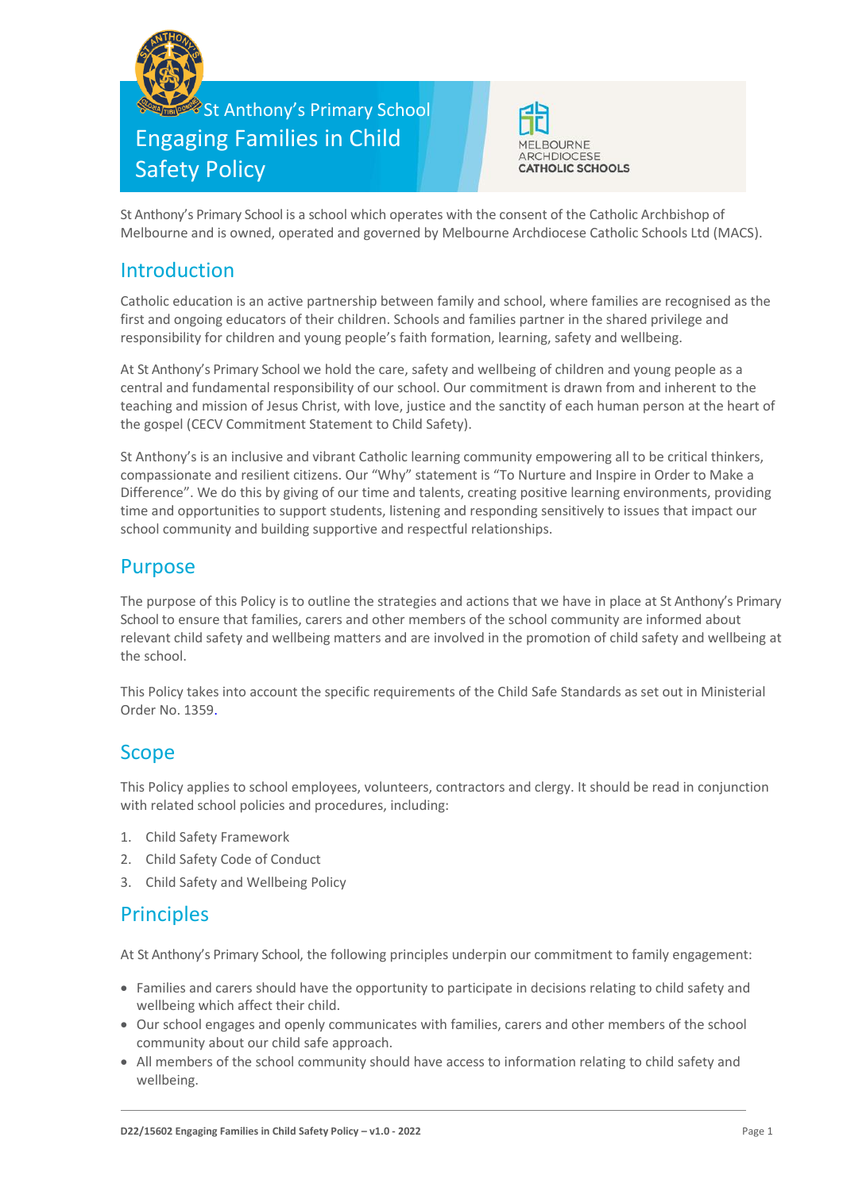St Anthony's Primary School

# Engaging Families in Child Safety Policy

MELBOURNE ARCHDIOCESE CATHOLIC SCHOOLS

St Anthony's Primary School is a school which operates with the consent of the Catholic Archbishop of Melbourne and is owned, operated and governed by Melbourne Archdiocese Catholic Schools Ltd (MACS).

## Introduction

Catholic education is an active partnership between family and school, where families are recognised as the first and ongoing educators of their children. Schools and families partner in the shared privilege and responsibility for children and young people's faith formation, learning, safety and wellbeing.

At St Anthony's Primary School we hold the care, safety and wellbeing of children and young people as a central and fundamental responsibility of our school. Our commitment is drawn from and inherent to the teaching and mission of Jesus Christ, with love, justice and the sanctity of each human person at the heart of the gospel (CECV Commitment Statement to Child Safety).

St Anthony's is an inclusive and vibrant Catholic learning community empowering all to be critical thinkers, compassionate and resilient citizens. Our "Why" statement is "To Nurture and Inspire in Order to Make a Difference". We do this by giving of our time and talents, creating positive learning environments, providing time and opportunities to support students, listening and responding sensitively to issues that impact our school community and building supportive and respectful relationships.

## Purpose

The purpose of this Policy is to outline the strategies and actions that we have in place at St Anthony's Primary School to ensure that families, carers and other members of the school community are informed about relevant child safety and wellbeing matters and are involved in the promotion of child safety and wellbeing at the school.

This Policy takes into account the specific requirements of the Child Safe Standards as set out in Ministerial Order No. 1359.

## Scope

This Policy applies to school employees, volunteers, contractors and clergy. It should be read in conjunction with related school policies and procedures, including:

1. Child Safety Framework
2. Child Safety Code of Conduct
3. Child Safety and Wellbeing Policy

## Principles

At St Anthony's Primary School, the following principles underpin our commitment to family engagement:

- Families and carers should have the opportunity to participate in decisions relating to child safety and wellbeing which affect their child.
- Our school engages and openly communicates with families, carers and other members of the school community about our child safe approach.
- All members of the school community should have access to information relating to child safety and wellbeing.

D22/15602 Engaging Families in Child Safety Policy – v1.0 - 2022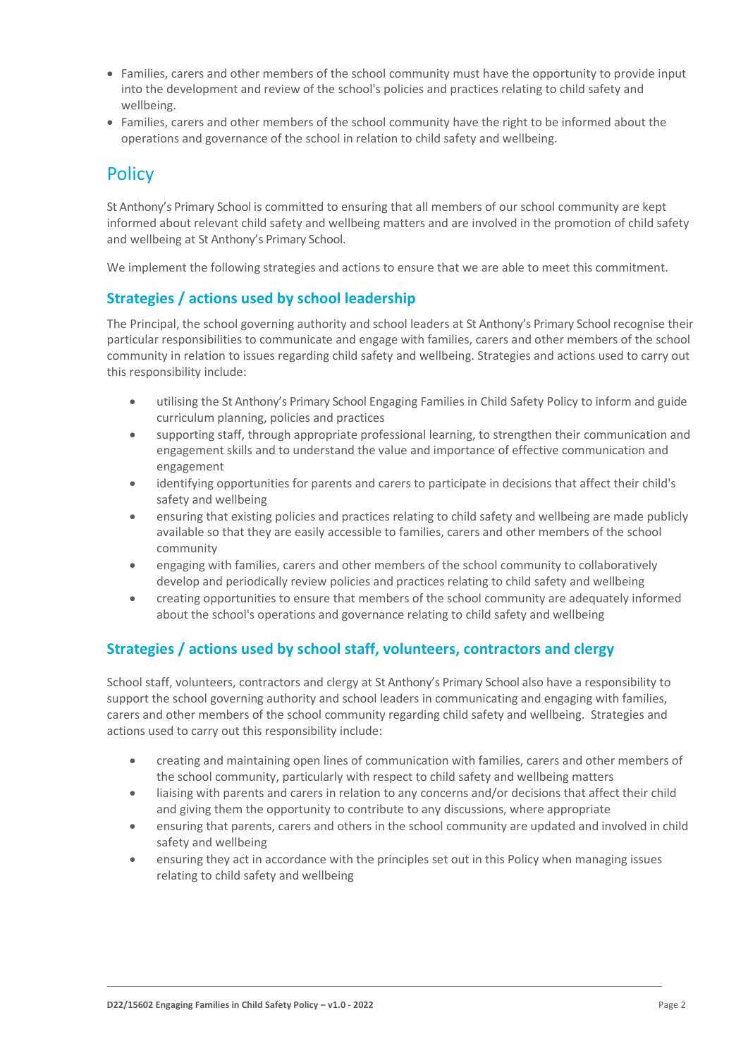- Families, carers and other members of the school community must have the opportunity to provide input into the development and review of the school's policies and practices relating to child safety and wellbeing.
- Families, carers and other members of the school community have the right to be informed about the operations and governance of the school in relation to child safety and wellbeing.

# Policy

St Anthony's Primary School is committed to ensuring that all members of our school community are kept informed about relevant child safety and wellbeing matters and are involved in the promotion of child safety and wellbeing at St Anthony's Primary School.

We implement the following strategies and actions to ensure that we are able to meet this commitment.

## Strategies / actions used by school leadership

The Principal, the school governing authority and school leaders at St Anthony's Primary School recognise their particular responsibilities to communicate and engage with families, carers and other members of the school community in relation to issues regarding child safety and wellbeing. Strategies and actions used to carry out this responsibility include:

- utilising the St Anthony's Primary School Engaging Families in Child Safety Policy to inform and guide curriculum planning, policies and practices
- supporting staff, through appropriate professional learning, to strengthen their communication and engagement skills and to understand the value and importance of effective communication and engagement
- identifying opportunities for parents and carers to participate in decisions that affect their child's safety and wellbeing
- ensuring that existing policies and practices relating to child safety and wellbeing are made publicly available so that they are easily accessible to families, carers and other members of the school community
- engaging with families, carers and other members of the school community to collaboratively develop and periodically review policies and practices relating to child safety and wellbeing
- creating opportunities to ensure that members of the school community are adequately informed about the school's operations and governance relating to child safety and wellbeing

## Strategies / actions used by school staff, volunteers, contractors and clergy

School staff, volunteers, contractors and clergy at St Anthony's Primary School also have a responsibility to support the school governing authority and school leaders in communicating and engaging with families, carers and other members of the school community regarding child safety and wellbeing. Strategies and actions used to carry out this responsibility include:

- creating and maintaining open lines of communication with families, carers and other members of the school community, particularly with respect to child safety and wellbeing matters
- liaising with parents and carers in relation to any concerns and/or decisions that affect their child and giving them the opportunity to contribute to any discussions, where appropriate
- ensuring that parents, carers and others in the school community are updated and involved in child safety and wellbeing
- ensuring they act in accordance with the principles set out in this Policy when managing issues relating to child safety and wellbeing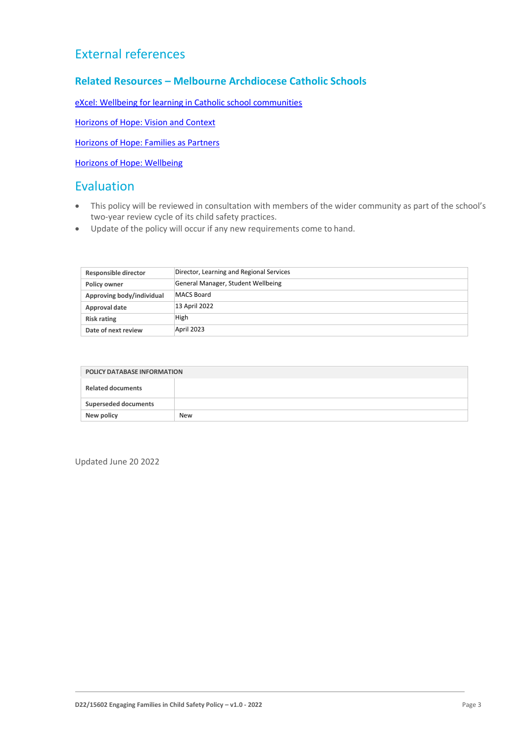## External references

### Related Resources – Melbourne Archdiocese Catholic Schools

[eXcel: Wellbeing for learning in Catholic school communities]

[Horizons of Hope: Vision and Context]

[Horizons of Hope: Families as Partners]

[Horizons of Hope: Wellbeing]

## Evaluation

- This policy will be reviewed in consultation with members of the wider community as part of the school's two-year review cycle of its child safety practices.
- Update of the policy will occur if any new requirements come to hand.

| | |
|---|---|
| **Responsible director** | Director, Learning and Regional Services |
| **Policy owner** | General Manager, Student Wellbeing |
| **Approving body/individual** | MACS Board |
| **Approval date** | 13 April 2022 |
| **Risk rating** | High |
| **Date of next review** | April 2023 |

| **POLICY DATABASE INFORMATION** | |
|---|---|
| **Related documents** | |
| **Superseded documents** | |
| **New policy** | New |

Updated June 20 2022